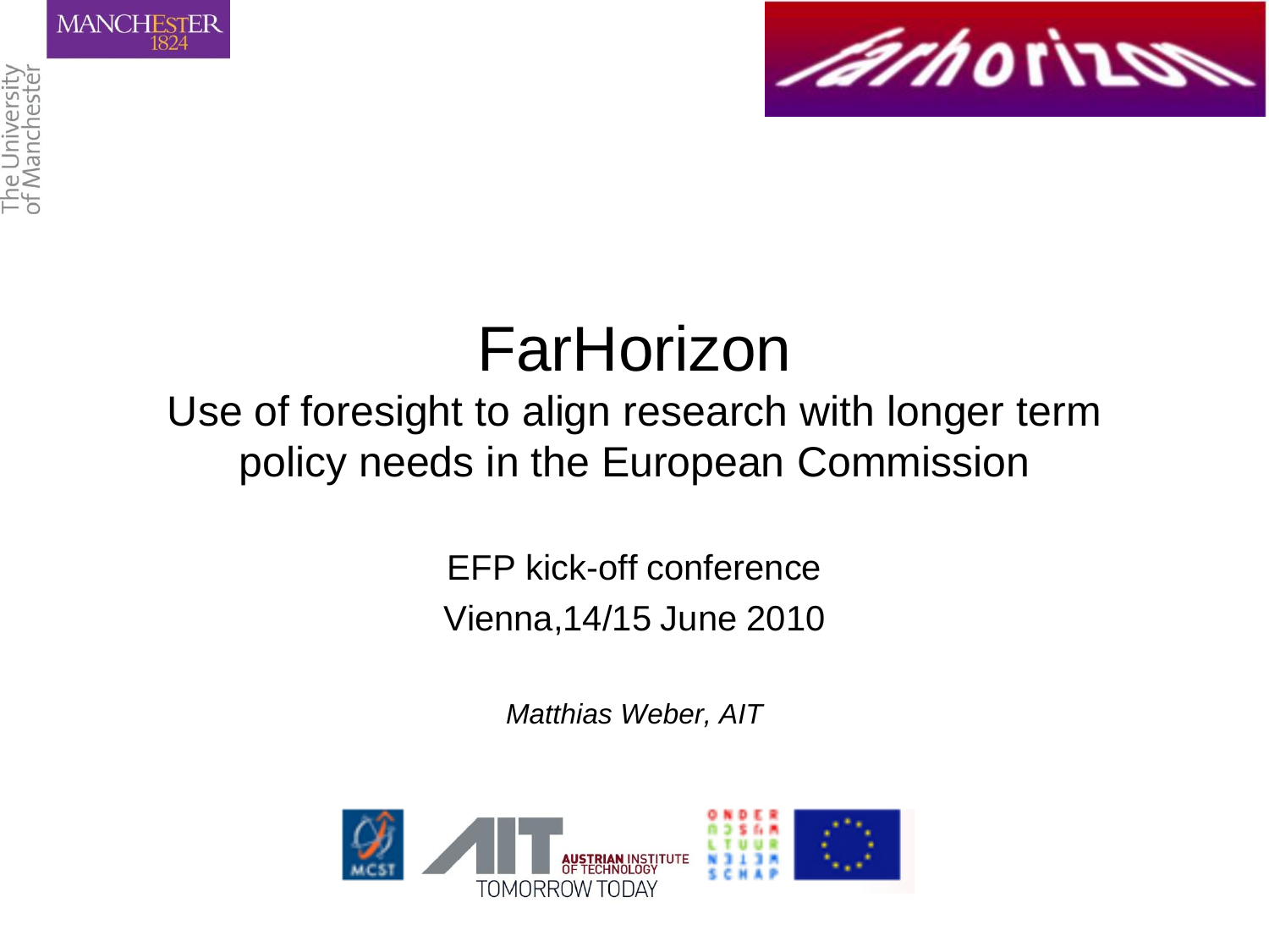# FarHorizon

## Use of foresight to align research with longer term policy needs in the European Commission

EFP kick-off conference

Vienna,14/15 June 2010

*Matthias Weber, AIT*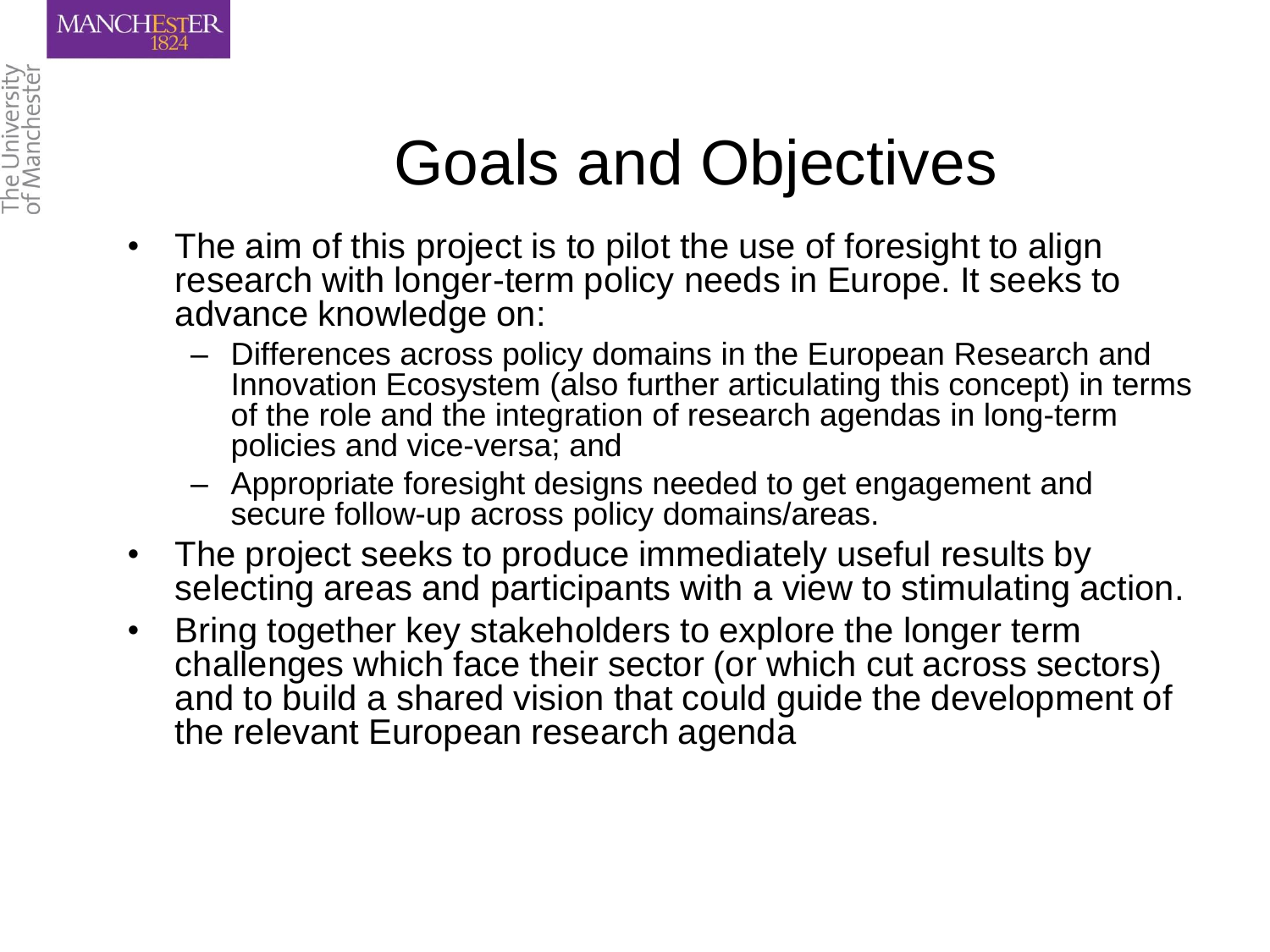# Goals and Objectives

- The aim of this project is to pilot the use of foresight to align research with longer-term policy needs in Europe. It seeks to advance knowledge on:
  - Differences across policy domains in the European Research and Innovation Ecosystem (also further articulating this concept) in terms of the role and the integration of research agendas in long-term policies and vice-versa; and
  - Appropriate foresight designs needed to get engagement and secure follow-up across policy domains/areas.
- The project seeks to produce immediately useful results by selecting areas and participants with a view to stimulating action.
- Bring together key stakeholders to explore the longer term challenges which face their sector (or which cut across sectors) and to build a shared vision that could guide the development of the relevant European research agenda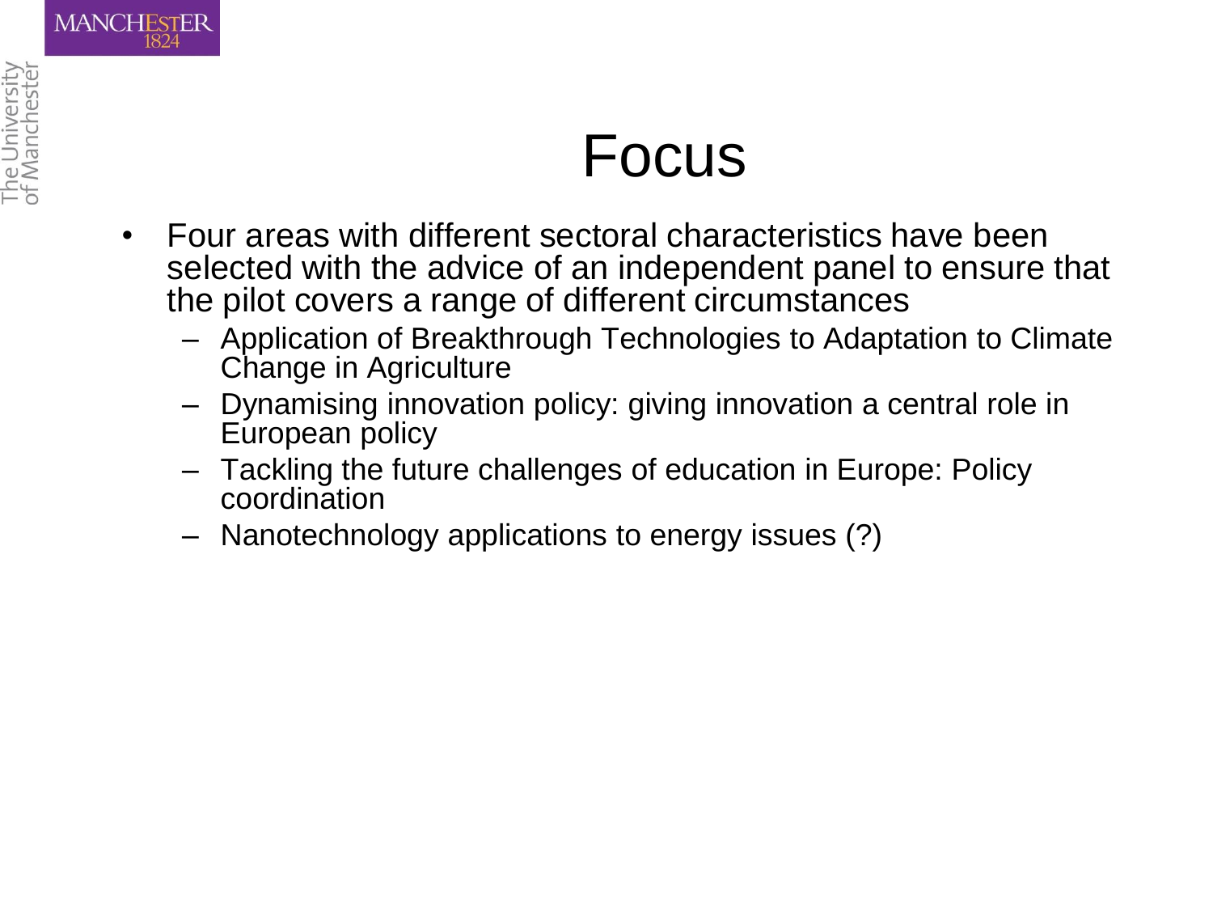# Focus

- Four areas with different sectoral characteristics have been selected with the advice of an independent panel to ensure that the pilot covers a range of different circumstances
  - Application of Breakthrough Technologies to Adaptation to Climate Change in Agriculture
  - Dynamising innovation policy: giving innovation a central role in European policy
  - Tackling the future challenges of education in Europe: Policy coordination
  - Nanotechnology applications to energy issues (?)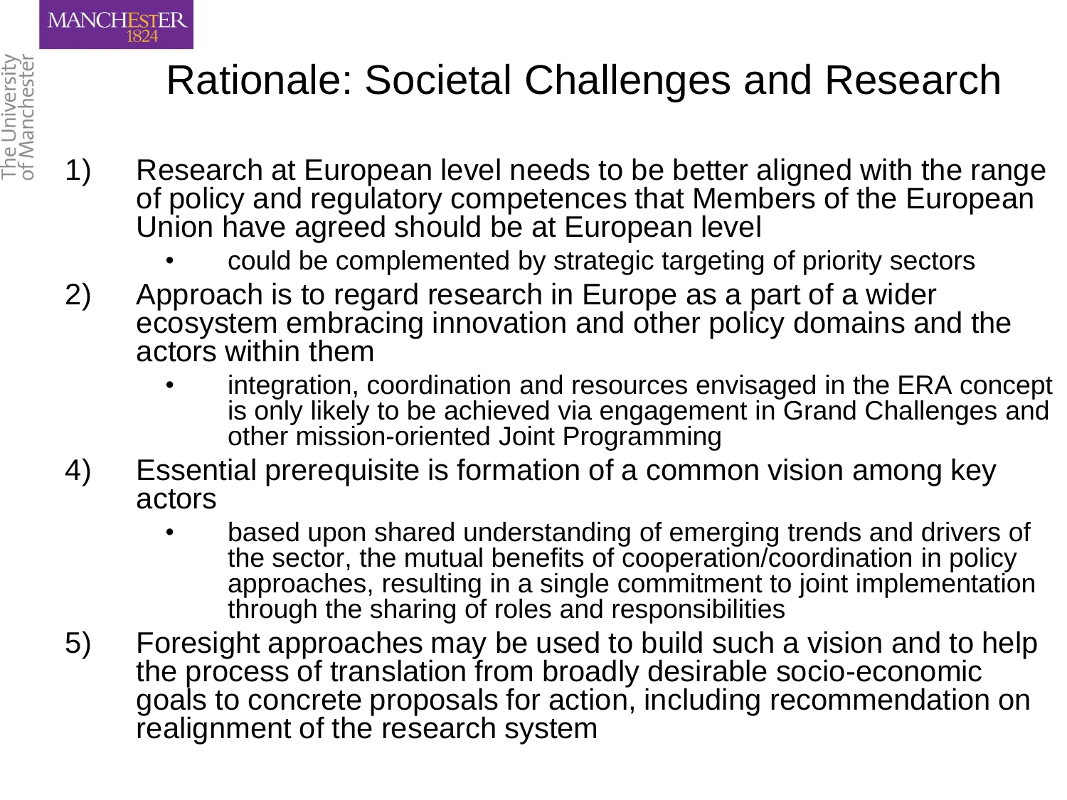# Rationale: Societal Challenges and Research

1) Research at European level needs to be better aligned with the range of policy and regulatory competences that Members of the European Union have agreed should be at European level
   - could be complemented by strategic targeting of priority sectors
2) Approach is to regard research in Europe as a part of a wider ecosystem embracing innovation and other policy domains and the actors within them
   - integration, coordination and resources envisaged in the ERA concept is only likely to be achieved via engagement in Grand Challenges and other mission-oriented Joint Programming
4) Essential prerequisite is formation of a common vision among key actors
   - based upon shared understanding of emerging trends and drivers of the sector, the mutual benefits of cooperation/coordination in policy approaches, resulting in a single commitment to joint implementation through the sharing of roles and responsibilities
5) Foresight approaches may be used to build such a vision and to help the process of translation from broadly desirable socio-economic goals to concrete proposals for action, including recommendation on realignment of the research system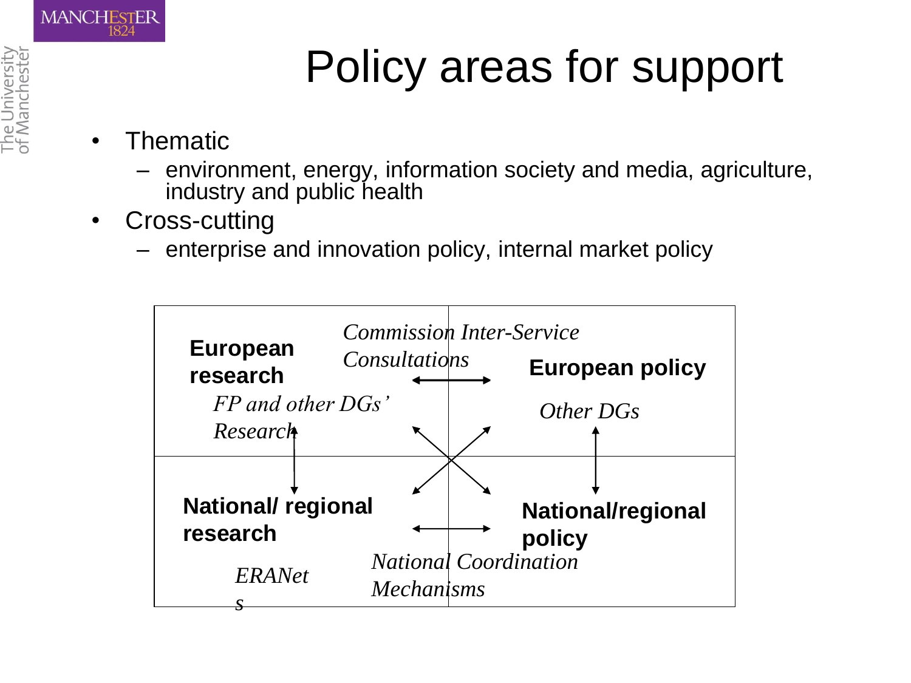# Policy areas for support

- Thematic
  - environment, energy, information society and media, agriculture, industry and public health
- Cross-cutting
  - enterprise and innovation policy, internal market policy

**European research**

*FP and other DGs' Research*

*Commission Inter-Service Consultations*

**European policy**

*Other DGs*

**National/ regional research**

*ERANets*

*National Coordination Mechanisms*

**National/regional policy**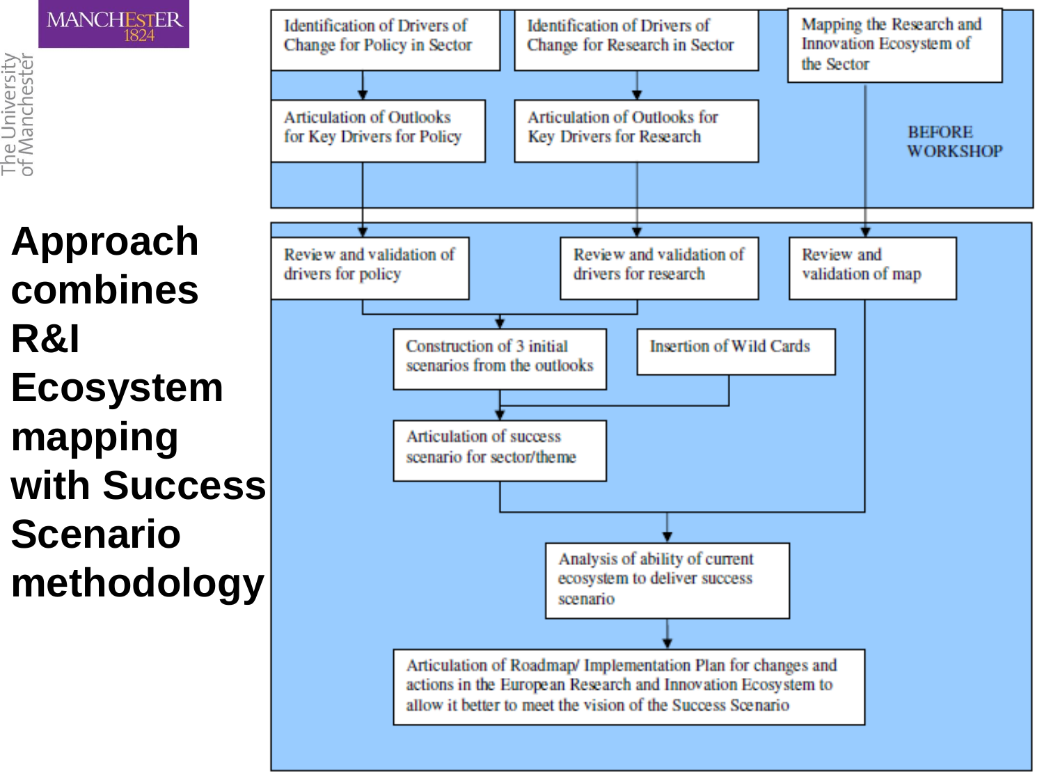# Approach combines R&I Ecosystem mapping with Success Scenario methodology

**BEFORE WORKSHOP**

- Identification of Drivers of Change for Policy in Sector → Articulation of Outlooks for Key Drivers for Policy
- Identification of Drivers of Change for Research in Sector → Articulation of Outlooks for Key Drivers for Research
- Mapping the Research and Innovation Ecosystem of the Sector

**WORKSHOP**

- Review and validation of drivers for policy
- Review and validation of drivers for research
- Review and validation of map
- Construction of 3 initial scenarios from the outlooks
- Insertion of Wild Cards
- Articulation of success scenario for sector/theme
- Analysis of ability of current ecosystem to deliver success scenario
- Articulation of Roadmap/ Implementation Plan for changes and actions in the European Research and Innovation Ecosystem to allow it better to meet the vision of the Success Scenario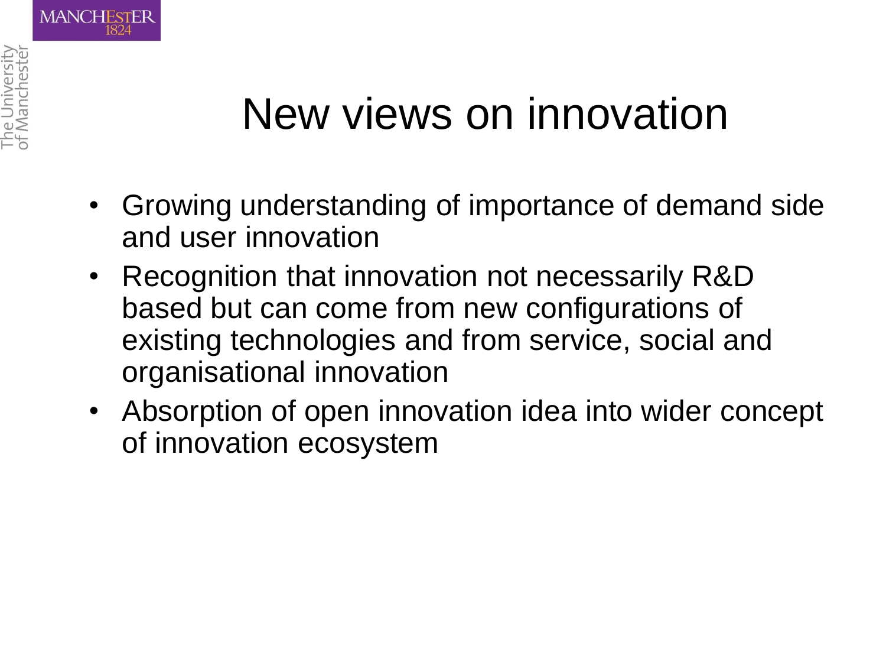# New views on innovation

- Growing understanding of importance of demand side and user innovation
- Recognition that innovation not necessarily R&D based but can come from new configurations of existing technologies and from service, social and organisational innovation
- Absorption of open innovation idea into wider concept of innovation ecosystem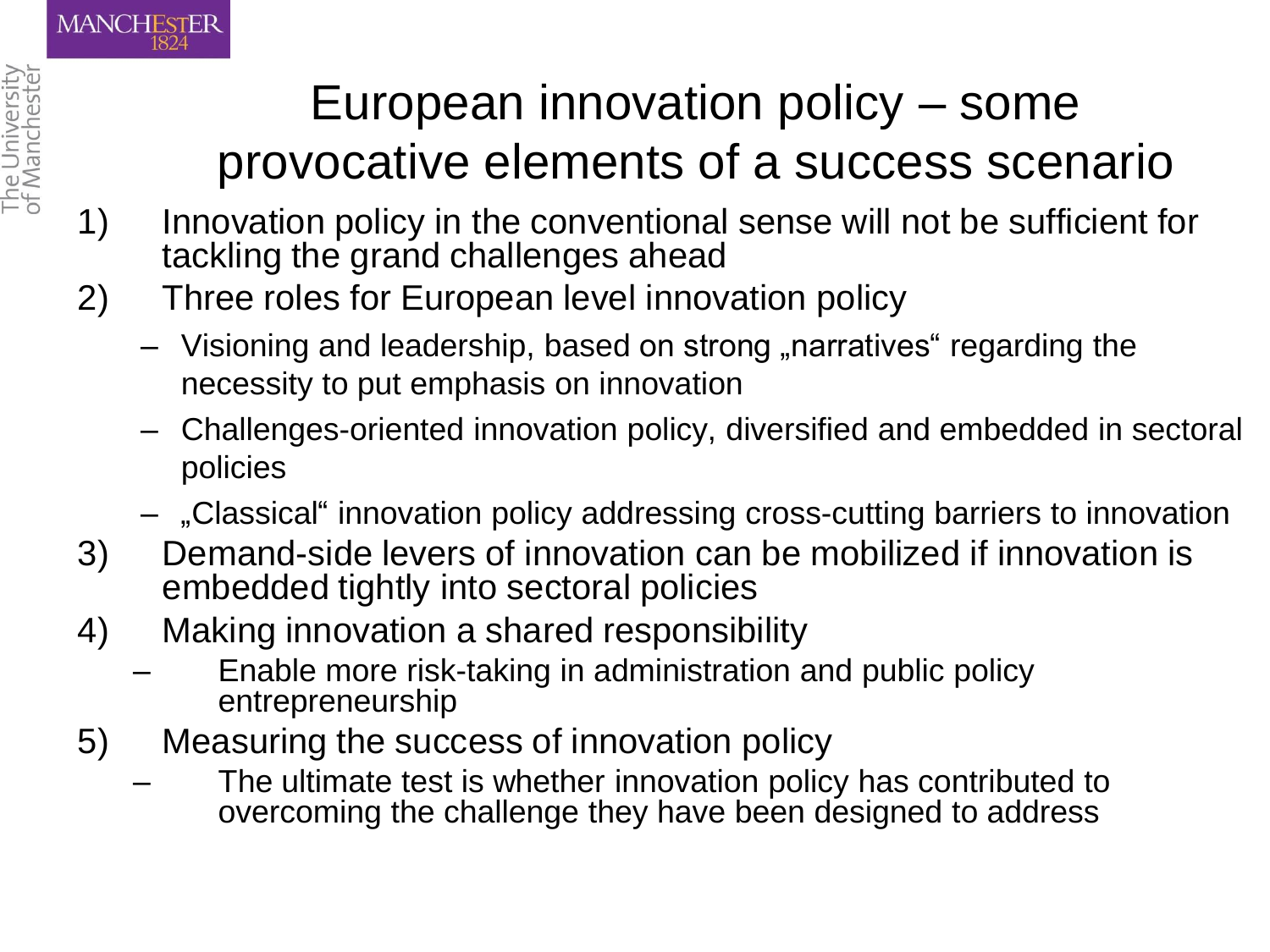# European innovation policy – some provocative elements of a success scenario

1) Innovation policy in the conventional sense will not be sufficient for tackling the grand challenges ahead
2) Three roles for European level innovation policy
   - Visioning and leadership, based on strong „narratives“ regarding the necessity to put emphasis on innovation
   - Challenges-oriented innovation policy, diversified and embedded in sectoral policies
   - „Classical“ innovation policy addressing cross-cutting barriers to innovation
3) Demand-side levers of innovation can be mobilized if innovation is embedded tightly into sectoral policies
4) Making innovation a shared responsibility
   - Enable more risk-taking in administration and public policy entrepreneurship
5) Measuring the success of innovation policy
   - The ultimate test is whether innovation policy has contributed to overcoming the challenge they have been designed to address